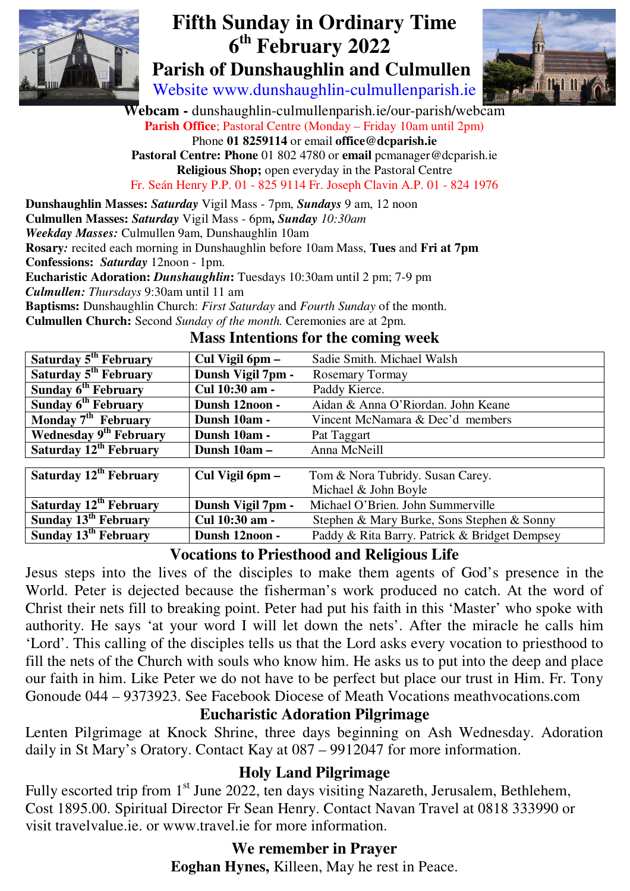# Fifth Sunday in Ordinary Time
# 6th February 2022
## Parish of Dunshaughlin and Culmullen

Website www.dunshaughlin-culmullenparish.ie

**Webcam -** dunshaughlin-culmullenparish.ie/our-parish/webcam

**Parish Office**; Pastoral Centre (Monday – Friday 10am until 2pm)

Phone **01 8259114** or email **office@dcparish.ie**

**Pastoral Centre: Phone** 01 802 4780 or **email** pcmanager@dcparish.ie

**Religious Shop;** open everyday in the Pastoral Centre

Fr. Seán Henry P.P. 01 - 825 9114 Fr. Joseph Clavin A.P. 01 - 824 1976

**Dunshaughlin Masses:** ***Saturday*** Vigil Mass - 7pm, ***Sundays*** 9 am, 12 noon

**Culmullen Masses:** ***Saturday*** Vigil Mass - 6pm**,** ***Sunday*** *10:30am*

***Weekday Masses:*** Culmullen 9am, Dunshaughlin 10am

**Rosary***:* recited each morning in Dunshaughlin before 10am Mass, **Tues** and **Fri at 7pm**

**Confessions:** ***Saturday*** 12noon - 1pm.

**Eucharistic Adoration:** ***Dunshaughlin*****:** Tuesdays 10:30am until 2 pm; 7-9 pm

***Culmullen:*** *Thursdays* 9:30am until 11 am

**Baptisms:** Dunshaughlin Church: *First Saturday* and *Fourth Sunday* of the month.

**Culmullen Church:** Second *Sunday of the month.* Ceremonies are at 2pm.

### Mass Intentions for the coming week

| | | |
|---|---|---|
| **Saturday 5th February** | **Cul Vigil 6pm –** | Sadie Smith. Michael Walsh |
| **Saturday 5th February** | **Dunsh Vigil 7pm -** | Rosemary Tormay |
| **Sunday 6th February** | **Cul 10:30 am -** | Paddy Kierce. |
| **Sunday 6th February** | **Dunsh 12noon -** | Aidan & Anna O'Riordan. John Keane |
| **Monday 7th February** | **Dunsh 10am -** | Vincent McNamara & Dec'd members |
| **Wednesday 9th February** | **Dunsh 10am -** | Pat Taggart |
| **Saturday 12th February** | **Dunsh 10am –** | Anna McNeill |

| | | |
|---|---|---|
| **Saturday 12th February** | **Cul Vigil 6pm –** | Tom & Nora Tubridy. Susan Carey. Michael & John Boyle |
| **Saturday 12th February** | **Dunsh Vigil 7pm -** | Michael O'Brien. John Summerville |
| **Sunday 13th February** | **Cul 10:30 am -** | Stephen & Mary Burke, Sons Stephen & Sonny |
| **Sunday 13th February** | **Dunsh 12noon -** | Paddy & Rita Barry. Patrick & Bridget Dempsey |

### Vocations to Priesthood and Religious Life

Jesus steps into the lives of the disciples to make them agents of God's presence in the World. Peter is dejected because the fisherman's work produced no catch. At the word of Christ their nets fill to breaking point. Peter had put his faith in this 'Master' who spoke with authority. He says 'at your word I will let down the nets'. After the miracle he calls him 'Lord'. This calling of the disciples tells us that the Lord asks every vocation to priesthood to fill the nets of the Church with souls who know him. He asks us to put into the deep and place our faith in him. Like Peter we do not have to be perfect but place our trust in Him. Fr. Tony Gonoude 044 – 9373923. See Facebook Diocese of Meath Vocations meathvocations.com

### Eucharistic Adoration Pilgrimage

Lenten Pilgrimage at Knock Shrine, three days beginning on Ash Wednesday. Adoration daily in St Mary's Oratory. Contact Kay at 087 – 9912047 for more information.

### Holy Land Pilgrimage

Fully escorted trip from 1st June 2022, ten days visiting Nazareth, Jerusalem, Bethlehem, Cost 1895.00. Spiritual Director Fr Sean Henry. Contact Navan Travel at 0818 333990 or visit travelvalue.ie. or www.travel.ie for more information.

### We remember in Prayer

**Eoghan Hynes,** Killeen, May he rest in Peace.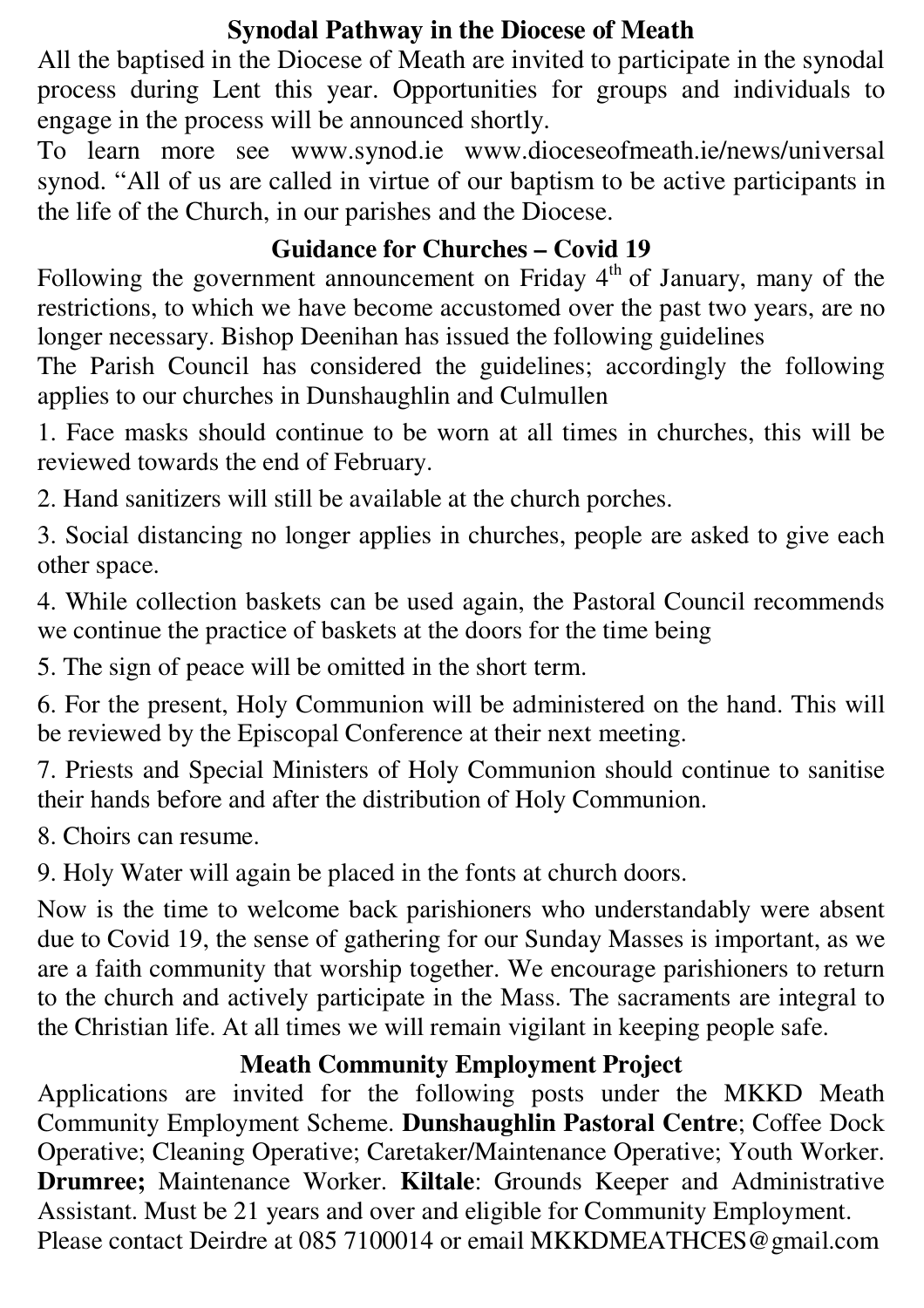## Synodal Pathway in the Diocese of Meath

All the baptised in the Diocese of Meath are invited to participate in the synodal process during Lent this year. Opportunities for groups and individuals to engage in the process will be announced shortly.

To learn more see www.synod.ie www.dioceseofmeath.ie/news/universal synod. "All of us are called in virtue of our baptism to be active participants in the life of the Church, in our parishes and the Diocese.

## Guidance for Churches – Covid 19

Following the government announcement on Friday 4th of January, many of the restrictions, to which we have become accustomed over the past two years, are no longer necessary. Bishop Deenihan has issued the following guidelines

The Parish Council has considered the guidelines; accordingly the following applies to our churches in Dunshaughlin and Culmullen

1. Face masks should continue to be worn at all times in churches, this will be reviewed towards the end of February.
2. Hand sanitizers will still be available at the church porches.
3. Social distancing no longer applies in churches, people are asked to give each other space.
4. While collection baskets can be used again, the Pastoral Council recommends we continue the practice of baskets at the doors for the time being
5. The sign of peace will be omitted in the short term.
6. For the present, Holy Communion will be administered on the hand. This will be reviewed by the Episcopal Conference at their next meeting.
7. Priests and Special Ministers of Holy Communion should continue to sanitise their hands before and after the distribution of Holy Communion.
8. Choirs can resume.
9. Holy Water will again be placed in the fonts at church doors.

Now is the time to welcome back parishioners who understandably were absent due to Covid 19, the sense of gathering for our Sunday Masses is important, as we are a faith community that worship together. We encourage parishioners to return to the church and actively participate in the Mass. The sacraments are integral to the Christian life. At all times we will remain vigilant in keeping people safe.

## Meath Community Employment Project

Applications are invited for the following posts under the MKKD Meath Community Employment Scheme. **Dunshaughlin Pastoral Centre**; Coffee Dock Operative; Cleaning Operative; Caretaker/Maintenance Operative; Youth Worker. **Drumree;** Maintenance Worker. **Kiltale**: Grounds Keeper and Administrative Assistant. Must be 21 years and over and eligible for Community Employment.

Please contact Deirdre at 085 7100014 or email MKKDMEATHCES@gmail.com